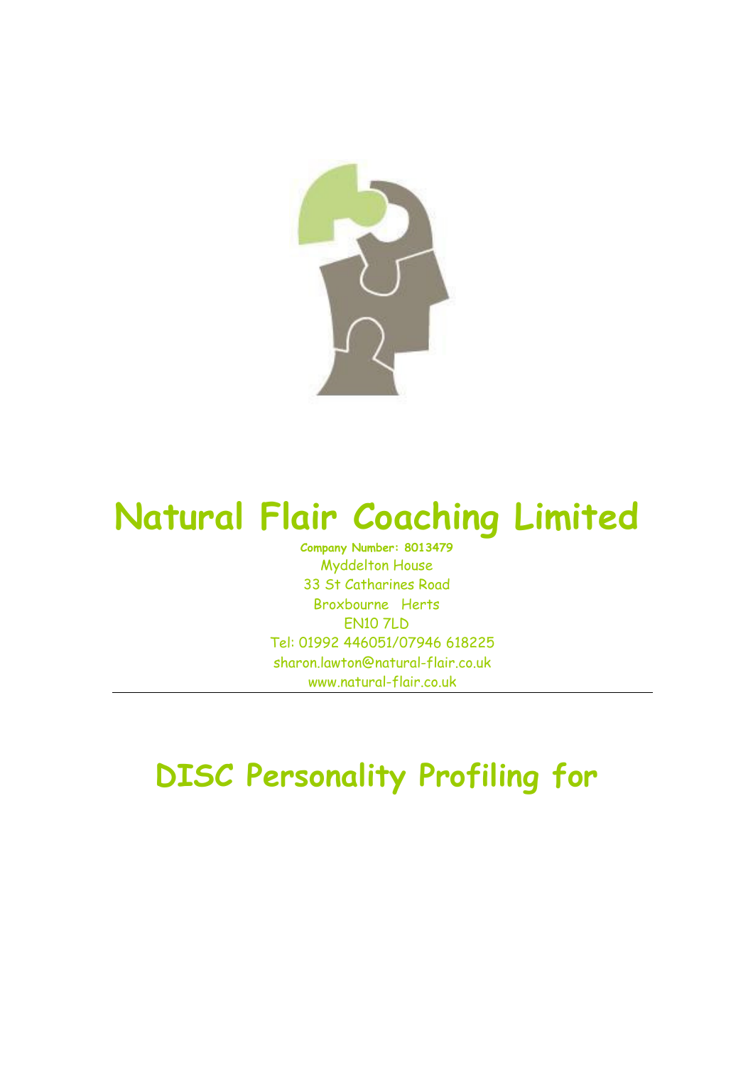# Natural Flair Coaching Limited

**Company Number: 8013479**

Myddelton House
33 St Catharines Road
Broxbourne Herts
EN10 7LD
Tel: 01992 446051/07946 618225
sharon.lawton@natural-flair.co.uk
www.natural-flair.co.uk

---

# DISC Personality Profiling for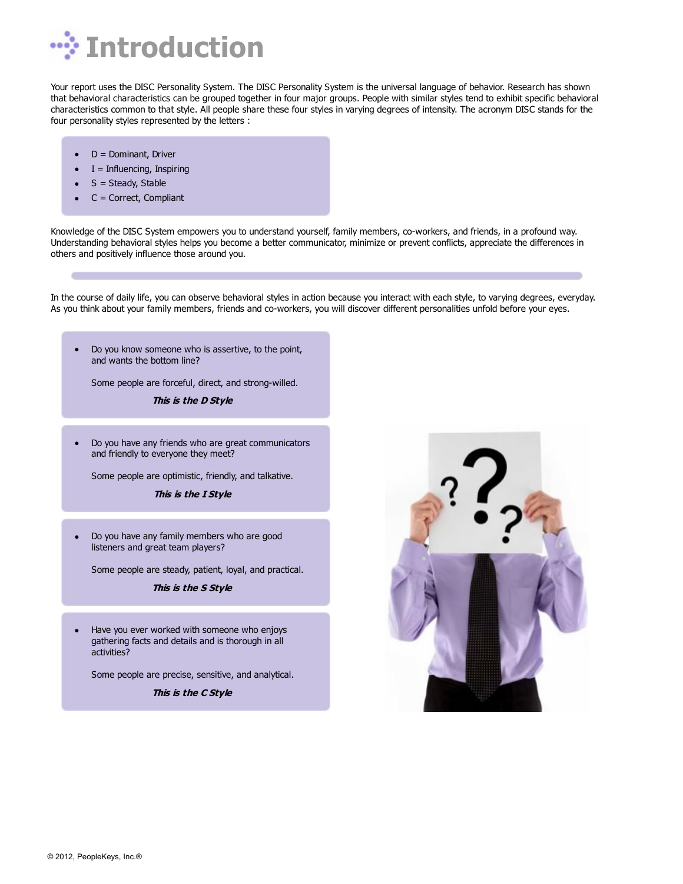# Introduction

Your report uses the DISC Personality System. The DISC Personality System is the universal language of behavior. Research has shown that behavioral characteristics can be grouped together in four major groups. People with similar styles tend to exhibit specific behavioral characteristics common to that style. All people share these four styles in varying degrees of intensity. The acronym DISC stands for the four personality styles represented by the letters :

- D = Dominant, Driver
- I = Influencing, Inspiring
- S = Steady, Stable
- C = Correct, Compliant

Knowledge of the DISC System empowers you to understand yourself, family members, co-workers, and friends, in a profound way. Understanding behavioral styles helps you become a better communicator, minimize or prevent conflicts, appreciate the differences in others and positively influence those around you.

In the course of daily life, you can observe behavioral styles in action because you interact with each style, to varying degrees, everyday. As you think about your family members, friends and co-workers, you will discover different personalities unfold before your eyes.

- Do you know someone who is assertive, to the point, and wants the bottom line?

  Some people are forceful, direct, and strong-willed.

  ***This is the D Style***

- Do you have any friends who are great communicators and friendly to everyone they meet?

  Some people are optimistic, friendly, and talkative.

  ***This is the I Style***

- Do you have any family members who are good listeners and great team players?

  Some people are steady, patient, loyal, and practical.

  ***This is the S Style***

- Have you ever worked with someone who enjoys gathering facts and details and is thorough in all activities?

  Some people are precise, sensitive, and analytical.

  ***This is the C Style***

© 2012, PeopleKeys, Inc.®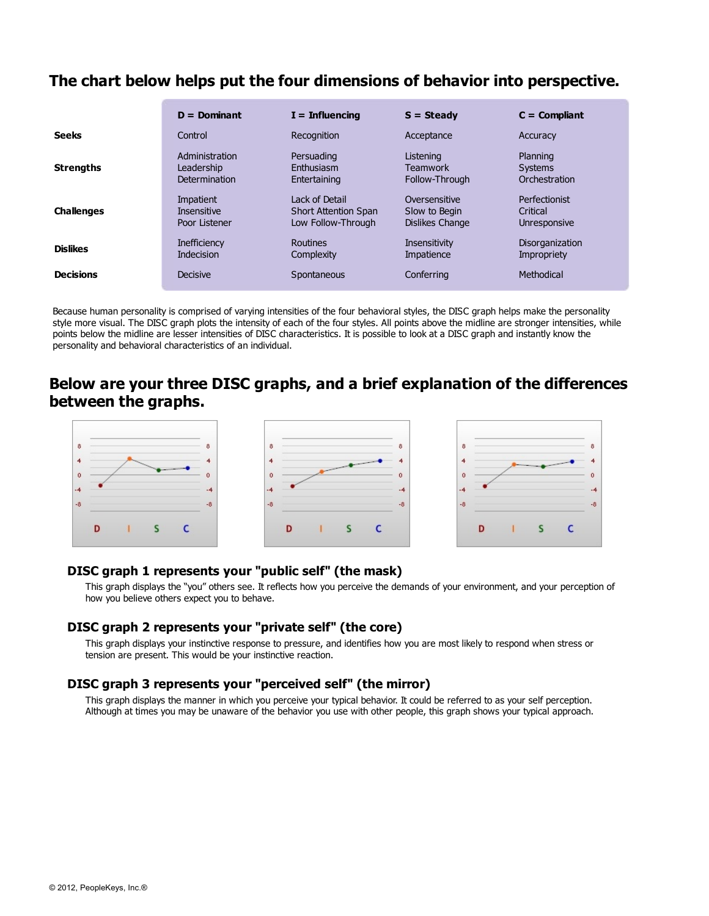## The chart below helps put the four dimensions of behavior into perspective.

| | D = Dominant | I = Influencing | S = Steady | C = Compliant |
|---|---|---|---|---|
| **Seeks** | Control | Recognition | Acceptance | Accuracy |
| **Strengths** | Administration<br>Leadership<br>Determination | Persuading<br>Enthusiasm<br>Entertaining | Listening<br>Teamwork<br>Follow-Through | Planning<br>Systems<br>Orchestration |
| **Challenges** | Impatient<br>Insensitive<br>Poor Listener | Lack of Detail<br>Short Attention Span<br>Low Follow-Through | Oversensitive<br>Slow to Begin<br>Dislikes Change | Perfectionist<br>Critical<br>Unresponsive |
| **Dislikes** | Inefficiency<br>Indecision | Routines<br>Complexity | Insensitivity<br>Impatience | Disorganization<br>Impropriety |
| **Decisions** | Decisive | Spontaneous | Conferring | Methodical |

Because human personality is comprised of varying intensities of the four behavioral styles, the DISC graph helps make the personality style more visual. The DISC graph plots the intensity of each of the four styles. All points above the midline are stronger intensities, while points below the midline are lesser intensities of DISC characteristics. It is possible to look at a DISC graph and instantly know the personality and behavioral characteristics of an individual.

## Below are your three DISC graphs, and a brief explanation of the differences between the graphs.

### DISC graph 1 represents your "public self" (the mask)

This graph displays the "you" others see. It reflects how you perceive the demands of your environment, and your perception of how you believe others expect you to behave.

### DISC graph 2 represents your "private self" (the core)

This graph displays your instinctive response to pressure, and identifies how you are most likely to respond when stress or tension are present. This would be your instinctive reaction.

### DISC graph 3 represents your "perceived self" (the mirror)

This graph displays the manner in which you perceive your typical behavior. It could be referred to as your self perception. Although at times you may be unaware of the behavior you use with other people, this graph shows your typical approach.

© 2012, PeopleKeys, Inc.®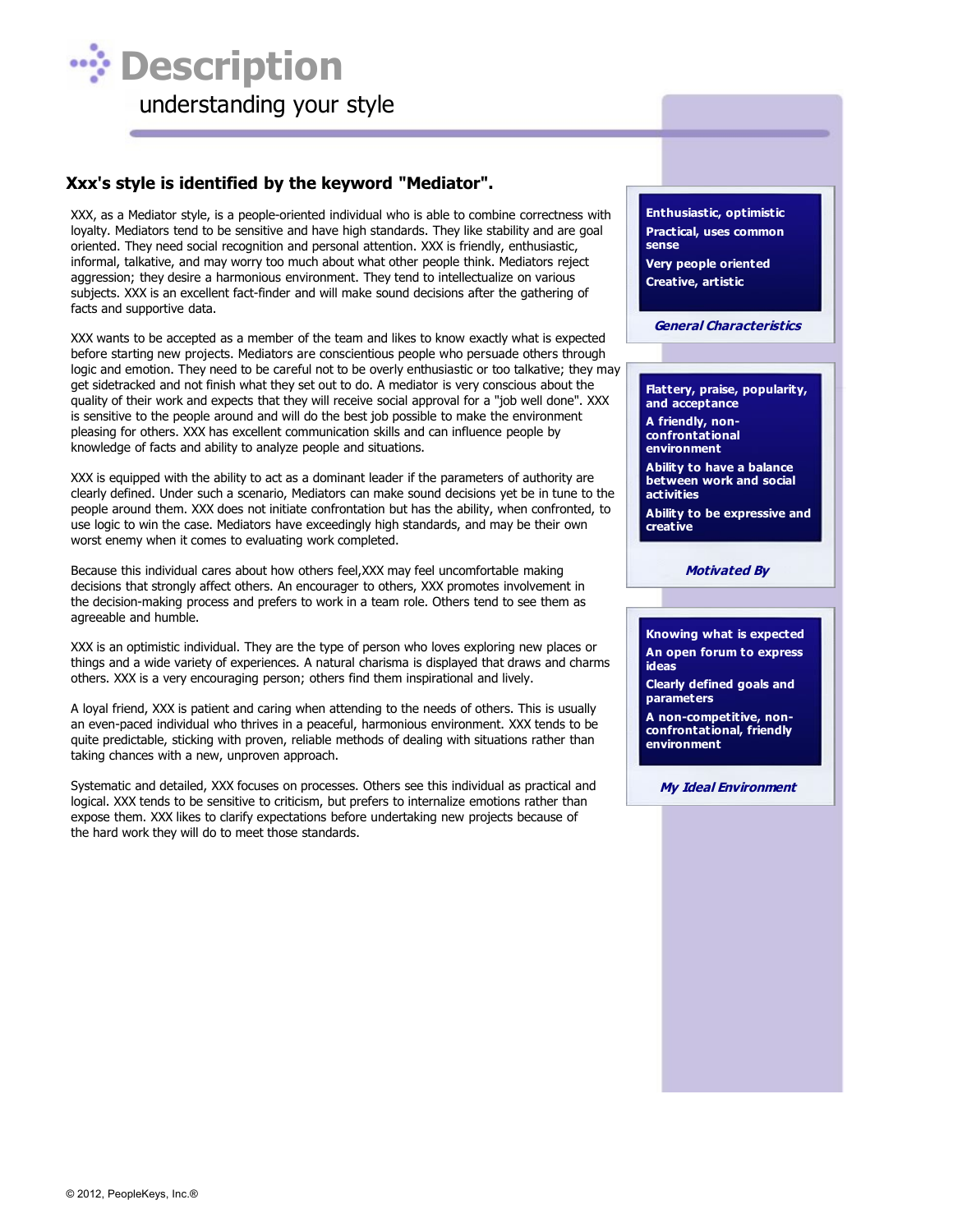# Description

understanding your style

## Xxx's style is identified by the keyword "Mediator".

XXX, as a Mediator style, is a people-oriented individual who is able to combine correctness with loyalty. Mediators tend to be sensitive and have high standards. They like stability and are goal oriented. They need social recognition and personal attention. XXX is friendly, enthusiastic, informal, talkative, and may worry too much about what other people think. Mediators reject aggression; they desire a harmonious environment. They tend to intellectualize on various subjects. XXX is an excellent fact-finder and will make sound decisions after the gathering of facts and supportive data.

XXX wants to be accepted as a member of the team and likes to know exactly what is expected before starting new projects. Mediators are conscientious people who persuade others through logic and emotion. They need to be careful not to be overly enthusiastic or too talkative; they may get sidetracked and not finish what they set out to do. A mediator is very conscious about the quality of their work and expects that they will receive social approval for a "job well done". XXX is sensitive to the people around and will do the best job possible to make the environment pleasing for others. XXX has excellent communication skills and can influence people by knowledge of facts and ability to analyze people and situations.

XXX is equipped with the ability to act as a dominant leader if the parameters of authority are clearly defined. Under such a scenario, Mediators can make sound decisions yet be in tune to the people around them. XXX does not initiate confrontation but has the ability, when confronted, to use logic to win the case. Mediators have exceedingly high standards, and may be their own worst enemy when it comes to evaluating work completed.

Because this individual cares about how others feel,XXX may feel uncomfortable making decisions that strongly affect others. An encourager to others, XXX promotes involvement in the decision-making process and prefers to work in a team role. Others tend to see them as agreeable and humble.

XXX is an optimistic individual. They are the type of person who loves exploring new places or things and a wide variety of experiences. A natural charisma is displayed that draws and charms others. XXX is a very encouraging person; others find them inspirational and lively.

A loyal friend, XXX is patient and caring when attending to the needs of others. This is usually an even-paced individual who thrives in a peaceful, harmonious environment. XXX tends to be quite predictable, sticking with proven, reliable methods of dealing with situations rather than taking chances with a new, unproven approach.

Systematic and detailed, XXX focuses on processes. Others see this individual as practical and logical. XXX tends to be sensitive to criticism, but prefers to internalize emotions rather than expose them. XXX likes to clarify expectations before undertaking new projects because of the hard work they will do to meet those standards.

### General Characteristics

- Enthusiastic, optimistic
- Practical, uses common sense
- Very people oriented
- Creative, artistic

### Motivated By

- Flattery, praise, popularity, and acceptance
- A friendly, non-confrontational environment
- Ability to have a balance between work and social activities
- Ability to be expressive and creative

### My Ideal Environment

- Knowing what is expected
- An open forum to express ideas
- Clearly defined goals and parameters
- A non-competitive, non-confrontational, friendly environment

© 2012, PeopleKeys, Inc.®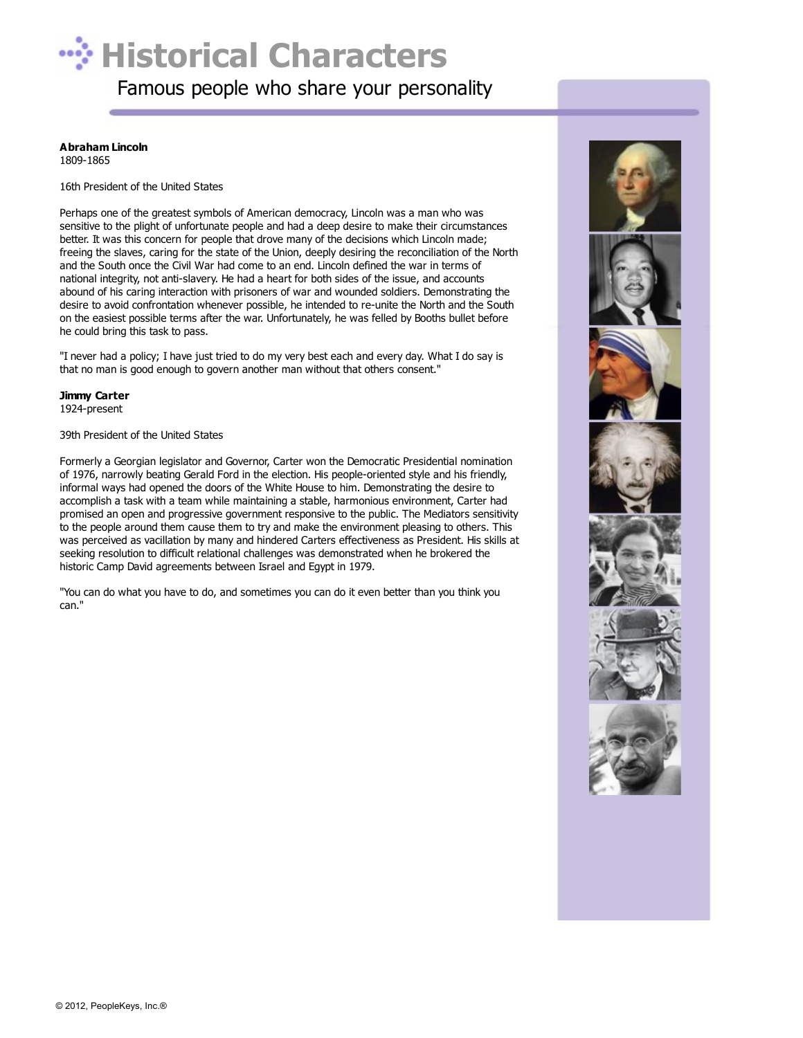# Historical Characters

Famous people who share your personality

**Abraham Lincoln**
1809-1865

16th President of the United States

Perhaps one of the greatest symbols of American democracy, Lincoln was a man who was sensitive to the plight of unfortunate people and had a deep desire to make their circumstances better. It was this concern for people that drove many of the decisions which Lincoln made; freeing the slaves, caring for the state of the Union, deeply desiring the reconciliation of the North and the South once the Civil War had come to an end. Lincoln defined the war in terms of national integrity, not anti-slavery. He had a heart for both sides of the issue, and accounts abound of his caring interaction with prisoners of war and wounded soldiers. Demonstrating the desire to avoid confrontation whenever possible, he intended to re-unite the North and the South on the easiest possible terms after the war. Unfortunately, he was felled by Booths bullet before he could bring this task to pass.

"I never had a policy; I have just tried to do my very best each and every day. What I do say is that no man is good enough to govern another man without that others consent."

**Jimmy Carter**
1924-present

39th President of the United States

Formerly a Georgian legislator and Governor, Carter won the Democratic Presidential nomination of 1976, narrowly beating Gerald Ford in the election. His people-oriented style and his friendly, informal ways had opened the doors of the White House to him. Demonstrating the desire to accomplish a task with a team while maintaining a stable, harmonious environment, Carter had promised an open and progressive government responsive to the public. The Mediators sensitivity to the people around them cause them to try and make the environment pleasing to others. This was perceived as vacillation by many and hindered Carters effectiveness as President. His skills at seeking resolution to difficult relational challenges was demonstrated when he brokered the historic Camp David agreements between Israel and Egypt in 1979.

"You can do what you have to do, and sometimes you can do it even better than you think you can."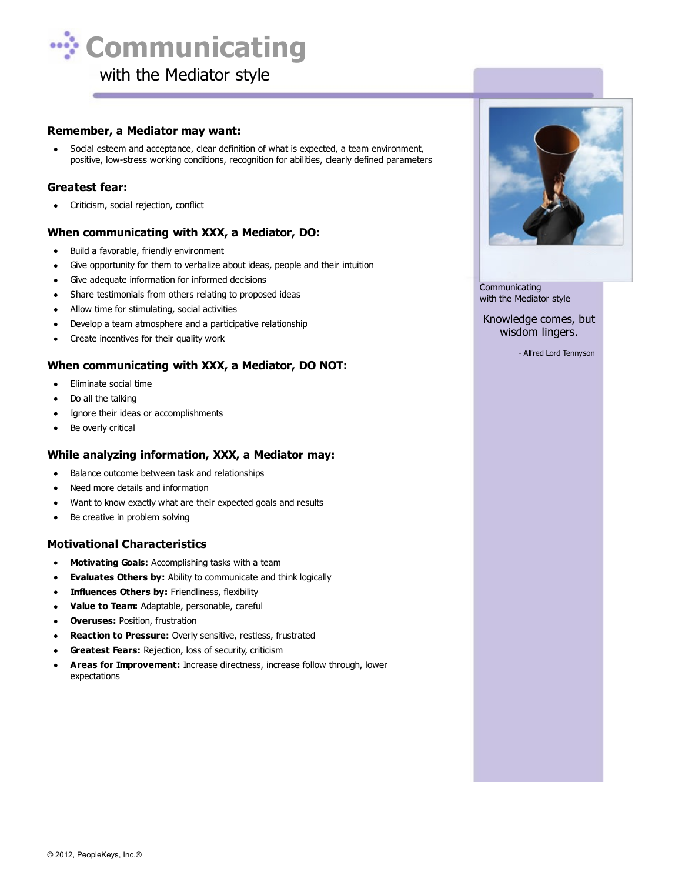# Communicating

with the Mediator style

### Remember, a Mediator may want:

- Social esteem and acceptance, clear definition of what is expected, a team environment, positive, low-stress working conditions, recognition for abilities, clearly defined parameters

### Greatest fear:

- Criticism, social rejection, conflict

### When communicating with XXX, a Mediator, DO:

- Build a favorable, friendly environment
- Give opportunity for them to verbalize about ideas, people and their intuition
- Give adequate information for informed decisions
- Share testimonials from others relating to proposed ideas
- Allow time for stimulating, social activities
- Develop a team atmosphere and a participative relationship
- Create incentives for their quality work

### When communicating with XXX, a Mediator, DO NOT:

- Eliminate social time
- Do all the talking
- Ignore their ideas or accomplishments
- Be overly critical

### While analyzing information, XXX, a Mediator may:

- Balance outcome between task and relationships
- Need more details and information
- Want to know exactly what are their expected goals and results
- Be creative in problem solving

### Motivational Characteristics

- **Motivating Goals:** Accomplishing tasks with a team
- **Evaluates Others by:** Ability to communicate and think logically
- **Influences Others by:** Friendliness, flexibility
- **Value to Team:** Adaptable, personable, careful
- **Overuses:** Position, frustration
- **Reaction to Pressure:** Overly sensitive, restless, frustrated
- **Greatest Fears:** Rejection, loss of security, criticism
- **Areas for Improvement:** Increase directness, increase follow through, lower expectations

Communicating
with the Mediator style

Knowledge comes, but wisdom lingers.

- Alfred Lord Tennyson

© 2012, PeopleKeys, Inc.®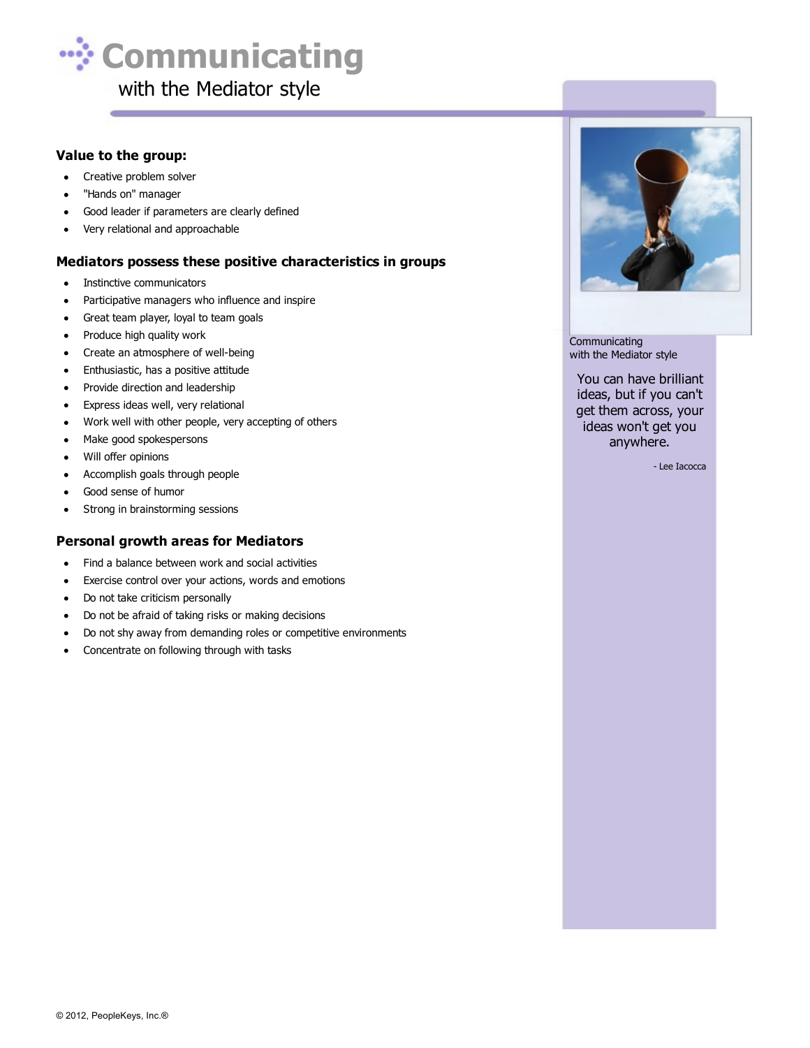# Communicating

## with the Mediator style

### Value to the group:

- Creative problem solver
- "Hands on" manager
- Good leader if parameters are clearly defined
- Very relational and approachable

### Mediators possess these positive characteristics in groups

- Instinctive communicators
- Participative managers who influence and inspire
- Great team player, loyal to team goals
- Produce high quality work
- Create an atmosphere of well-being
- Enthusiastic, has a positive attitude
- Provide direction and leadership
- Express ideas well, very relational
- Work well with other people, very accepting of others
- Make good spokespersons
- Will offer opinions
- Accomplish goals through people
- Good sense of humor
- Strong in brainstorming sessions

### Personal growth areas for Mediators

- Find a balance between work and social activities
- Exercise control over your actions, words and emotions
- Do not take criticism personally
- Do not be afraid of taking risks or making decisions
- Do not shy away from demanding roles or competitive environments
- Concentrate on following through with tasks

Communicating
with the Mediator style

You can have brilliant ideas, but if you can't get them across, your ideas won't get you anywhere.

- Lee Iacocca

© 2012, PeopleKeys, Inc.®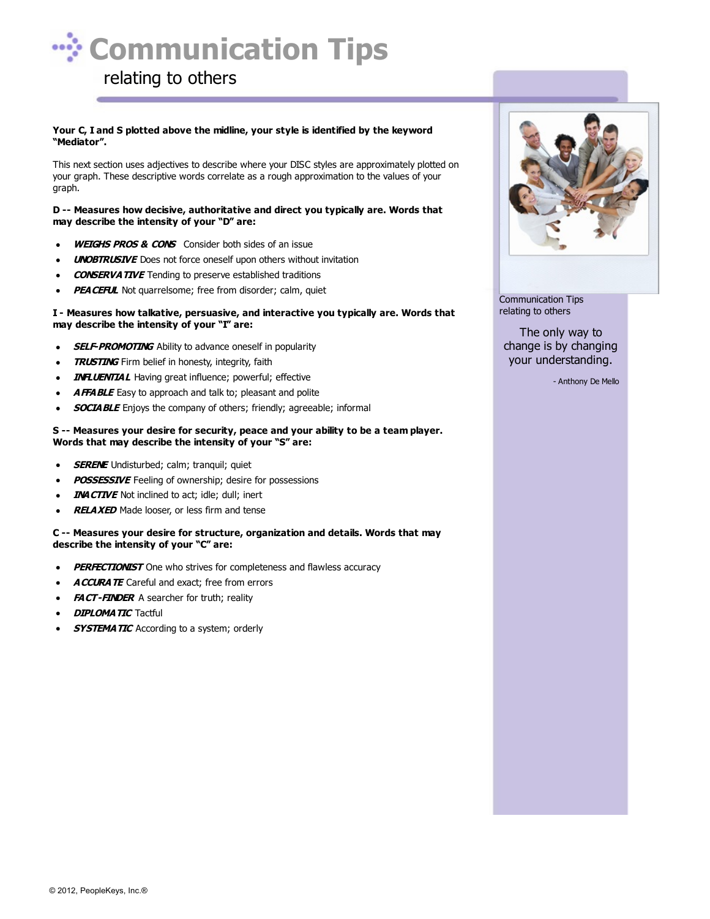# Communication Tips

## relating to others

**Your C, I and S plotted above the midline, your style is identified by the keyword "Mediator".**

This next section uses adjectives to describe where your DISC styles are approximately plotted on your graph. These descriptive words correlate as a rough approximation to the values of your graph.

**D -- Measures how decisive, authoritative and direct you typically are. Words that may describe the intensity of your "D" are:**

- ***WEIGHS PROS & CONS*** Consider both sides of an issue
- ***UNOBTRUSIVE*** Does not force oneself upon others without invitation
- ***CONSERVATIVE*** Tending to preserve established traditions
- ***PEACEFUL*** Not quarrelsome; free from disorder; calm, quiet

**I - Measures how talkative, persuasive, and interactive you typically are. Words that may describe the intensity of your "I" are:**

- ***SELF-PROMOTING*** Ability to advance oneself in popularity
- ***TRUSTING*** Firm belief in honesty, integrity, faith
- ***INFLUENTIAL*** Having great influence; powerful; effective
- ***AFFABLE*** Easy to approach and talk to; pleasant and polite
- ***SOCIABLE*** Enjoys the company of others; friendly; agreeable; informal

**S -- Measures your desire for security, peace and your ability to be a team player. Words that may describe the intensity of your "S" are:**

- ***SERENE*** Undisturbed; calm; tranquil; quiet
- ***POSSESSIVE*** Feeling of ownership; desire for possessions
- ***INACTIVE*** Not inclined to act; idle; dull; inert
- ***RELAXED*** Made looser, or less firm and tense

**C -- Measures your desire for structure, organization and details. Words that may describe the intensity of your "C" are:**

- ***PERFECTIONIST*** One who strives for completeness and flawless accuracy
- ***ACCURATE*** Careful and exact; free from errors
- ***FACT-FINDER*** A searcher for truth; reality
- ***DIPLOMATIC*** Tactful
- ***SYSTEMATIC*** According to a system; orderly

Communication Tips
relating to others

The only way to change is by changing your understanding.

- Anthony De Mello

© 2012, PeopleKeys, Inc.®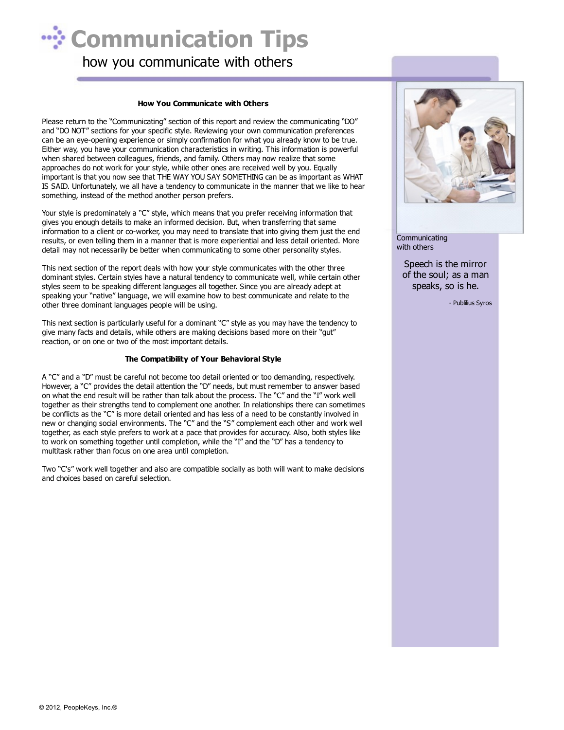# Communication Tips

how you communicate with others

### How You Communicate with Others

Please return to the "Communicating" section of this report and review the communicating "DO" and "DO NOT" sections for your specific style. Reviewing your own communication preferences can be an eye-opening experience or simply confirmation for what you already know to be true. Either way, you have your communication characteristics in writing. This information is powerful when shared between colleagues, friends, and family. Others may now realize that some approaches do not work for your style, while other ones are received well by you. Equally important is that you now see that THE WAY YOU SAY SOMETHING can be as important as WHAT IS SAID. Unfortunately, we all have a tendency to communicate in the manner that we like to hear something, instead of the method another person prefers.

Your style is predominately a "C" style, which means that you prefer receiving information that gives you enough details to make an informed decision. But, when transferring that same information to a client or co-worker, you may need to translate that into giving them just the end results, or even telling them in a manner that is more experiential and less detail oriented. More detail may not necessarily be better when communicating to some other personality styles.

This next section of the report deals with how your style communicates with the other three dominant styles. Certain styles have a natural tendency to communicate well, while certain other styles seem to be speaking different languages all together. Since you are already adept at speaking your "native" language, we will examine how to best communicate and relate to the other three dominant languages people will be using.

This next section is particularly useful for a dominant "C" style as you may have the tendency to give many facts and details, while others are making decisions based more on their "gut" reaction, or on one or two of the most important details.

### The Compatibility of Your Behavioral Style

A "C" and a "D" must be careful not become too detail oriented or too demanding, respectively. However, a "C" provides the detail attention the "D" needs, but must remember to answer based on what the end result will be rather than talk about the process. The "C" and the "I" work well together as their strengths tend to complement one another. In relationships there can sometimes be conflicts as the "C" is more detail oriented and has less of a need to be constantly involved in new or changing social environments. The "C" and the "S" complement each other and work well together, as each style prefers to work at a pace that provides for accuracy. Also, both styles like to work on something together until completion, while the "I" and the "D" has a tendency to multitask rather than focus on one area until completion.

Two "C's" work well together and also are compatible socially as both will want to make decisions and choices based on careful selection.

Communicating with others

Speech is the mirror of the soul; as a man speaks, so is he.

- Publilius Syros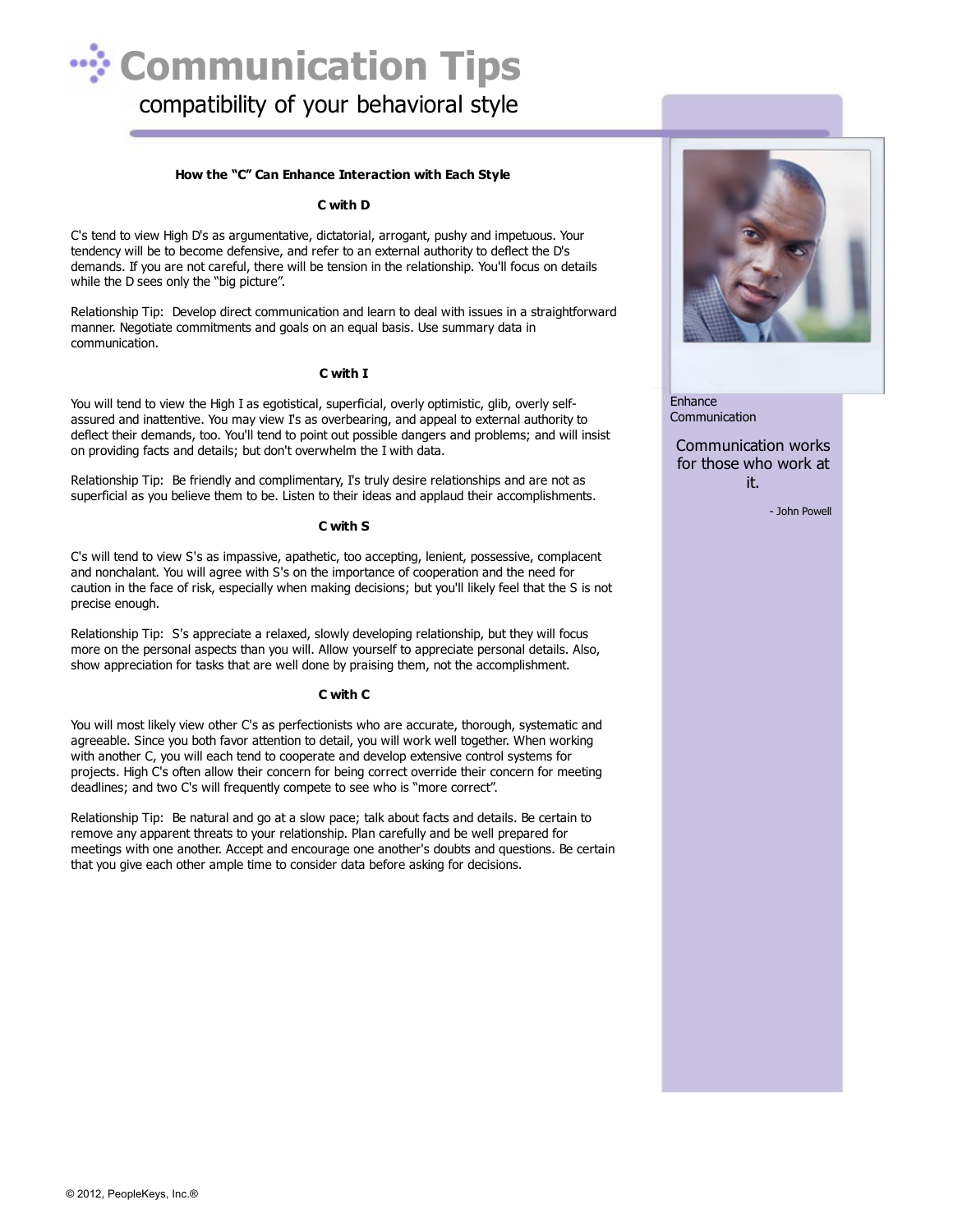# Communication Tips

compatibility of your behavioral style

### How the "C" Can Enhance Interaction with Each Style

#### C with D

C's tend to view High D's as argumentative, dictatorial, arrogant, pushy and impetuous. Your tendency will be to become defensive, and refer to an external authority to deflect the D's demands. If you are not careful, there will be tension in the relationship. You'll focus on details while the D sees only the "big picture".

Relationship Tip: Develop direct communication and learn to deal with issues in a straightforward manner. Negotiate commitments and goals on an equal basis. Use summary data in communication.

#### C with I

You will tend to view the High I as egotistical, superficial, overly optimistic, glib, overly self-assured and inattentive. You may view I's as overbearing, and appeal to external authority to deflect their demands, too. You'll tend to point out possible dangers and problems; and will insist on providing facts and details; but don't overwhelm the I with data.

Relationship Tip: Be friendly and complimentary, I's truly desire relationships and are not as superficial as you believe them to be. Listen to their ideas and applaud their accomplishments.

#### C with S

C's will tend to view S's as impassive, apathetic, too accepting, lenient, possessive, complacent and nonchalant. You will agree with S's on the importance of cooperation and the need for caution in the face of risk, especially when making decisions; but you'll likely feel that the S is not precise enough.

Relationship Tip: S's appreciate a relaxed, slowly developing relationship, but they will focus more on the personal aspects than you will. Allow yourself to appreciate personal details. Also, show appreciation for tasks that are well done by praising them, not the accomplishment.

#### C with C

You will most likely view other C's as perfectionists who are accurate, thorough, systematic and agreeable. Since you both favor attention to detail, you will work well together. When working with another C, you will each tend to cooperate and develop extensive control systems for projects. High C's often allow their concern for being correct override their concern for meeting deadlines; and two C's will frequently compete to see who is "more correct".

Relationship Tip: Be natural and go at a slow pace; talk about facts and details. Be certain to remove any apparent threats to your relationship. Plan carefully and be well prepared for meetings with one another. Accept and encourage one another's doubts and questions. Be certain that you give each other ample time to consider data before asking for decisions.

Enhance Communication

Communication works for those who work at it.

\- John Powell

© 2012, PeopleKeys, Inc.®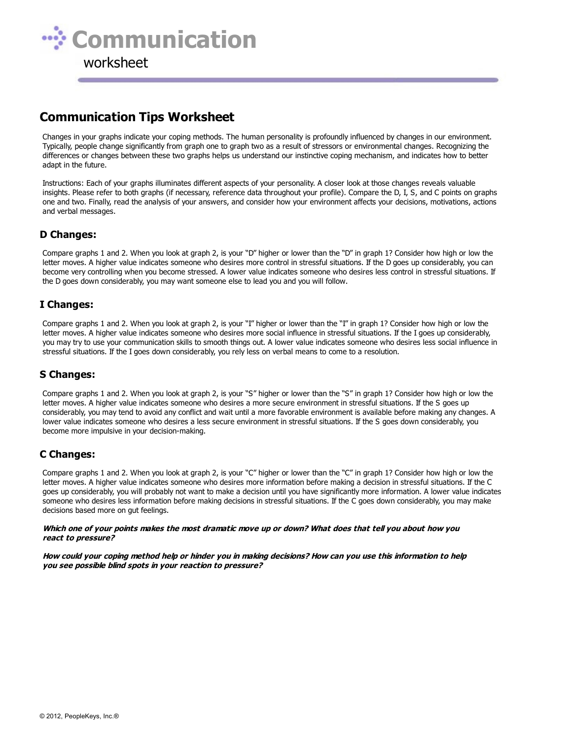# Communication

worksheet

## Communication Tips Worksheet

Changes in your graphs indicate your coping methods. The human personality is profoundly influenced by changes in our environment. Typically, people change significantly from graph one to graph two as a result of stressors or environmental changes. Recognizing the differences or changes between these two graphs helps us understand our instinctive coping mechanism, and indicates how to better adapt in the future.

Instructions: Each of your graphs illuminates different aspects of your personality. A closer look at those changes reveals valuable insights. Please refer to both graphs (if necessary, reference data throughout your profile). Compare the D, I, S, and C points on graphs one and two. Finally, read the analysis of your answers, and consider how your environment affects your decisions, motivations, actions and verbal messages.

### D Changes:

Compare graphs 1 and 2. When you look at graph 2, is your "D" higher or lower than the "D" in graph 1? Consider how high or low the letter moves. A higher value indicates someone who desires more control in stressful situations. If the D goes up considerably, you can become very controlling when you become stressed. A lower value indicates someone who desires less control in stressful situations. If the D goes down considerably, you may want someone else to lead you and you will follow.

### I Changes:

Compare graphs 1 and 2. When you look at graph 2, is your "I" higher or lower than the "I" in graph 1? Consider how high or low the letter moves. A higher value indicates someone who desires more social influence in stressful situations. If the I goes up considerably, you may try to use your communication skills to smooth things out. A lower value indicates someone who desires less social influence in stressful situations. If the I goes down considerably, you rely less on verbal means to come to a resolution.

### S Changes:

Compare graphs 1 and 2. When you look at graph 2, is your "S" higher or lower than the "S" in graph 1? Consider how high or low the letter moves. A higher value indicates someone who desires a more secure environment in stressful situations. If the S goes up considerably, you may tend to avoid any conflict and wait until a more favorable environment is available before making any changes. A lower value indicates someone who desires a less secure environment in stressful situations. If the S goes down considerably, you become more impulsive in your decision-making.

### C Changes:

Compare graphs 1 and 2. When you look at graph 2, is your "C" higher or lower than the "C" in graph 1? Consider how high or low the letter moves. A higher value indicates someone who desires more information before making a decision in stressful situations. If the C goes up considerably, you will probably not want to make a decision until you have significantly more information. A lower value indicates someone who desires less information before making decisions in stressful situations. If the C goes down considerably, you may make decisions based more on gut feelings.

***Which one of your points makes the most dramatic move up or down? What does that tell you about how you react to pressure?***

***How could your coping method help or hinder you in making decisions? How can you use this information to help you see possible blind spots in your reaction to pressure?***

© 2012, PeopleKeys, Inc.®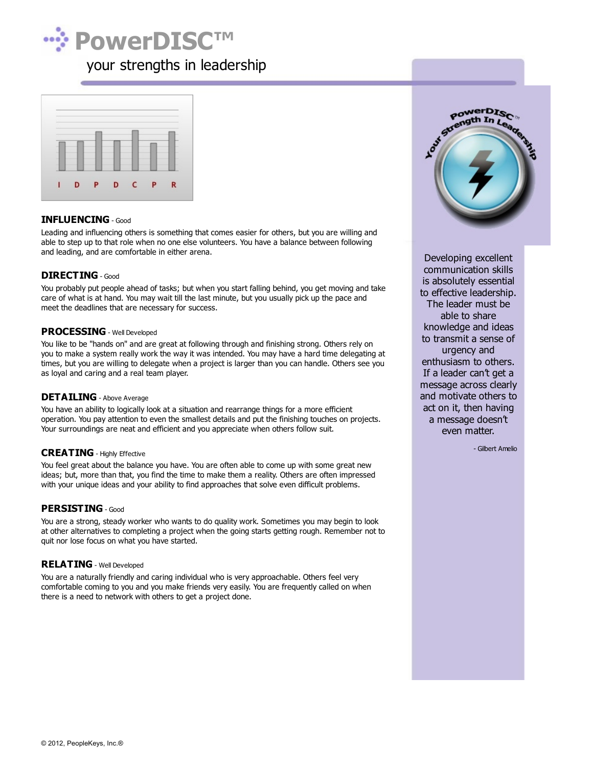# PowerDISC™

## your strengths in leadership

I D P D C P R

**INFLUENCING** - Good

Leading and influencing others is something that comes easier for others, but you are willing and able to step up to that role when no one else volunteers. You have a balance between following and leading, and are comfortable in either arena.

**DIRECTING** - Good

You probably put people ahead of tasks; but when you start falling behind, you get moving and take care of what is at hand. You may wait till the last minute, but you usually pick up the pace and meet the deadlines that are necessary for success.

**PROCESSING** - Well Developed

You like to be "hands on" and are great at following through and finishing strong. Others rely on you to make a system really work the way it was intended. You may have a hard time delegating at times, but you are willing to delegate when a project is larger than you can handle. Others see you as loyal and caring and a real team player.

**DETAILING** - Above Average

You have an ability to logically look at a situation and rearrange things for a more efficient operation. You pay attention to even the smallest details and put the finishing touches on projects. Your surroundings are neat and efficient and you appreciate when others follow suit.

**CREATING** - Highly Effective

You feel great about the balance you have. You are often able to come up with some great new ideas; but, more than that, you find the time to make them a reality. Others are often impressed with your unique ideas and your ability to find approaches that solve even difficult problems.

**PERSISTING** - Good

You are a strong, steady worker who wants to do quality work. Sometimes you may begin to look at other alternatives to completing a project when the going starts getting rough. Remember not to quit nor lose focus on what you have started.

**RELATING** - Well Developed

You are a naturally friendly and caring individual who is very approachable. Others feel very comfortable coming to you and you make friends very easily. You are frequently called on when there is a need to network with others to get a project done.

PowerDISC™ Your Strength In Leadership

Developing excellent communication skills is absolutely essential to effective leadership. The leader must be able to share knowledge and ideas to transmit a sense of urgency and enthusiasm to others. If a leader can't get a message across clearly and motivate others to act on it, then having a message doesn't even matter.

- Gilbert Amelio

© 2012, PeopleKeys, Inc.®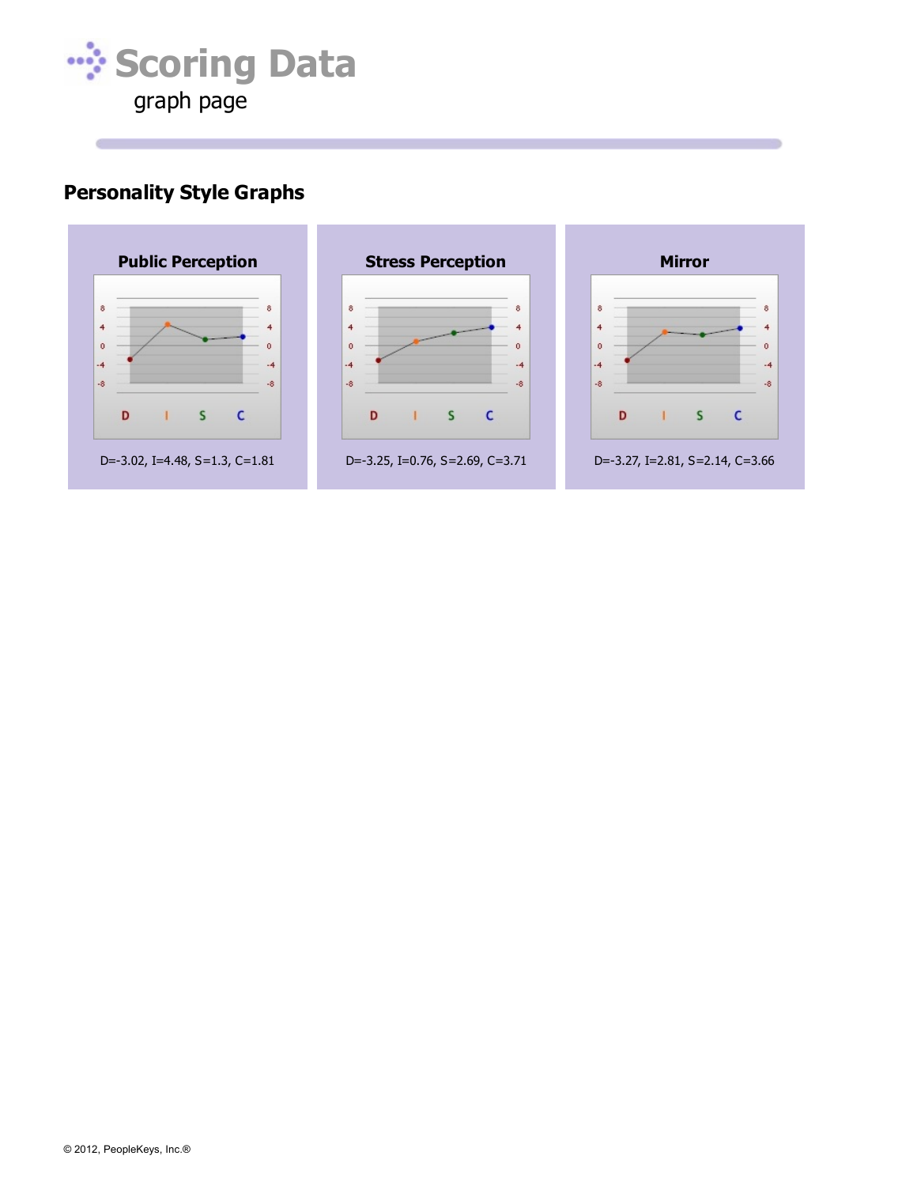# Scoring Data

graph page

## Personality Style Graphs

### Public Perception

D=-3.02, I=4.48, S=1.3, C=1.81

### Stress Perception

D=-3.25, I=0.76, S=2.69, C=3.71

### Mirror

D=-3.27, I=2.81, S=2.14, C=3.66

© 2012, PeopleKeys, Inc.®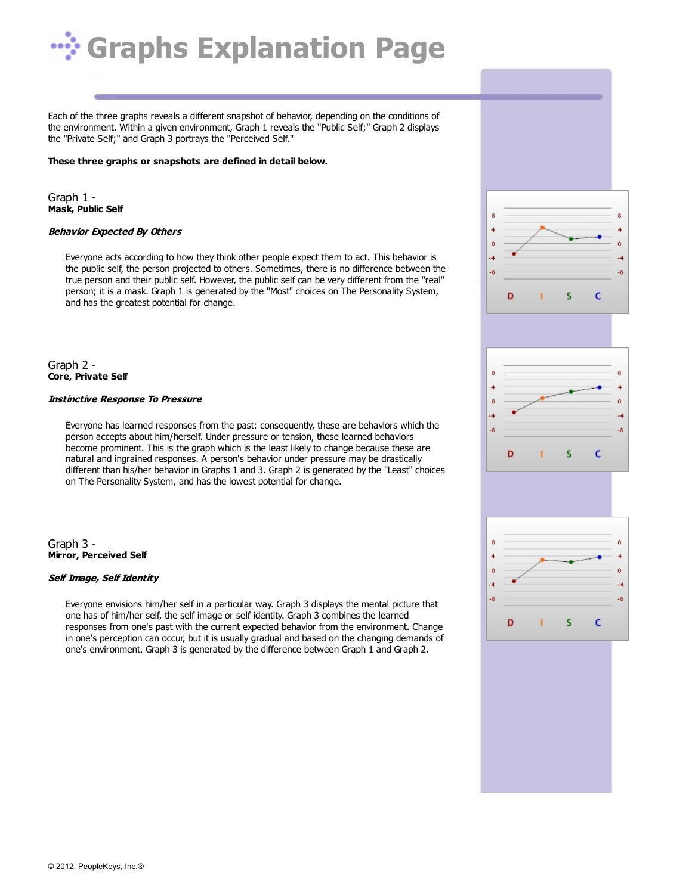# Graphs Explanation Page

Each of the three graphs reveals a different snapshot of behavior, depending on the conditions of the environment. Within a given environment, Graph 1 reveals the "Public Self;" Graph 2 displays the "Private Self;" and Graph 3 portrays the "Perceived Self."

**These three graphs or snapshots are defined in detail below.**

## Graph 1 -
**Mask, Public Self**

***Behavior Expected By Others***

Everyone acts according to how they think other people expect them to act. This behavior is the public self, the person projected to others. Sometimes, there is no difference between the true person and their public self. However, the public self can be very different from the "real" person; it is a mask. Graph 1 is generated by the "Most" choices on The Personality System, and has the greatest potential for change.

## Graph 2 -
**Core, Private Self**

***Instinctive Response To Pressure***

Everyone has learned responses from the past: consequently, these are behaviors which the person accepts about him/herself. Under pressure or tension, these learned behaviors become prominent. This is the graph which is the least likely to change because these are natural and ingrained responses. A person's behavior under pressure may be drastically different than his/her behavior in Graphs 1 and 3. Graph 2 is generated by the "Least" choices on The Personality System, and has the lowest potential for change.

## Graph 3 -
**Mirror, Perceived Self**

***Self Image, Self Identity***

Everyone envisions him/her self in a particular way. Graph 3 displays the mental picture that one has of him/her self, the self image or self identity. Graph 3 combines the learned responses from one's past with the current expected behavior from the environment. Change in one's perception can occur, but it is usually gradual and based on the changing demands of one's environment. Graph 3 is generated by the difference between Graph 1 and Graph 2.

© 2012, PeopleKeys, Inc.®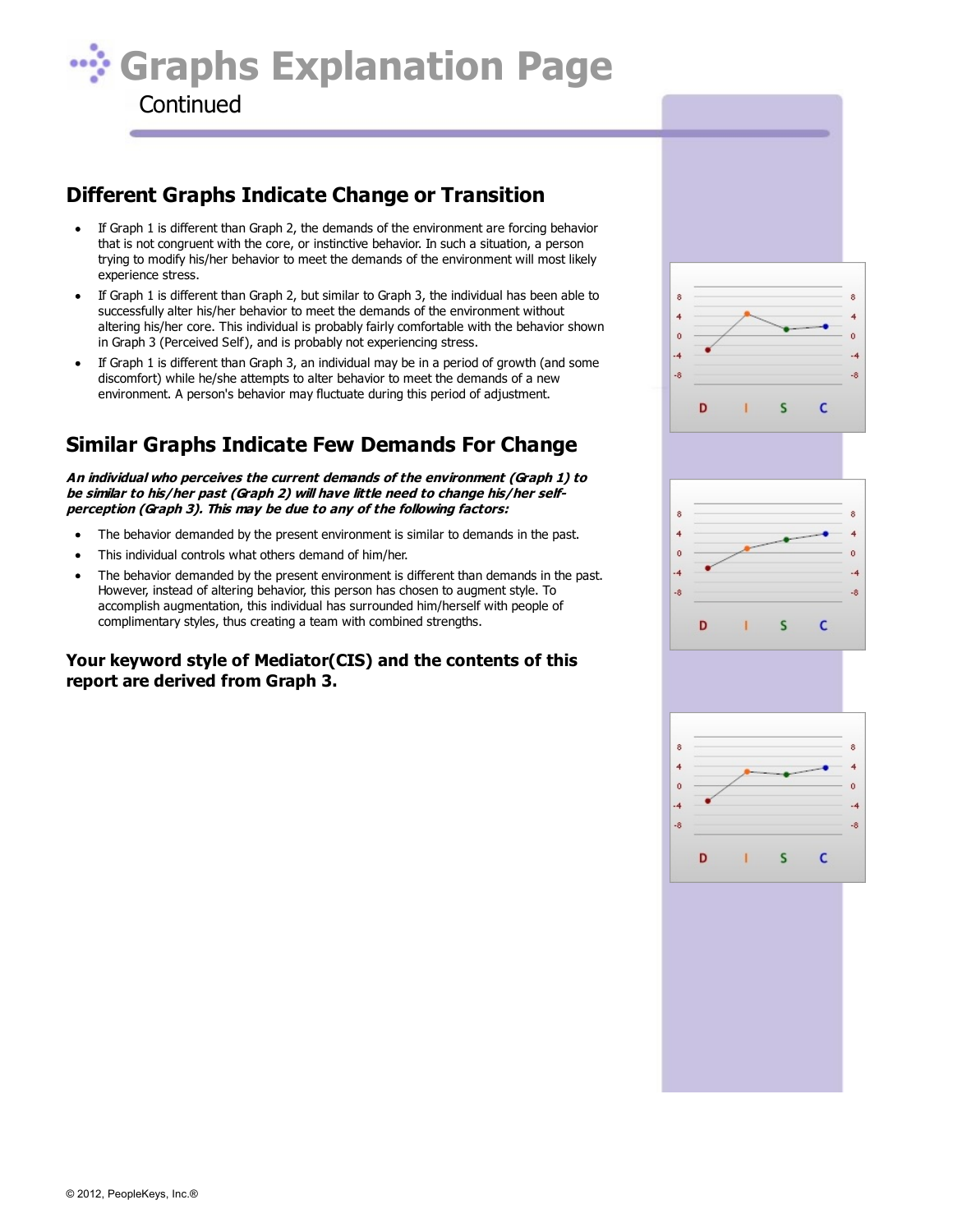# Graphs Explanation Page

Continued

## Different Graphs Indicate Change or Transition

- If Graph 1 is different than Graph 2, the demands of the environment are forcing behavior that is not congruent with the core, or instinctive behavior. In such a situation, a person trying to modify his/her behavior to meet the demands of the environment will most likely experience stress.
- If Graph 1 is different than Graph 2, but similar to Graph 3, the individual has been able to successfully alter his/her behavior to meet the demands of the environment without altering his/her core. This individual is probably fairly comfortable with the behavior shown in Graph 3 (Perceived Self), and is probably not experiencing stress.
- If Graph 1 is different than Graph 3, an individual may be in a period of growth (and some discomfort) while he/she attempts to alter behavior to meet the demands of a new environment. A person's behavior may fluctuate during this period of adjustment.

## Similar Graphs Indicate Few Demands For Change

***An individual who perceives the current demands of the environment (Graph 1) to be similar to his/her past (Graph 2) will have little need to change his/her self-perception (Graph 3). This may be due to any of the following factors:***

- The behavior demanded by the present environment is similar to demands in the past.
- This individual controls what others demand of him/her.
- The behavior demanded by the present environment is different than demands in the past. However, instead of altering behavior, this person has chosen to augment style. To accomplish augmentation, this individual has surrounded him/herself with people of complimentary styles, thus creating a team with combined strengths.

### Your keyword style of Mediator(CIS) and the contents of this report are derived from Graph 3.

© 2012, PeopleKeys, Inc.®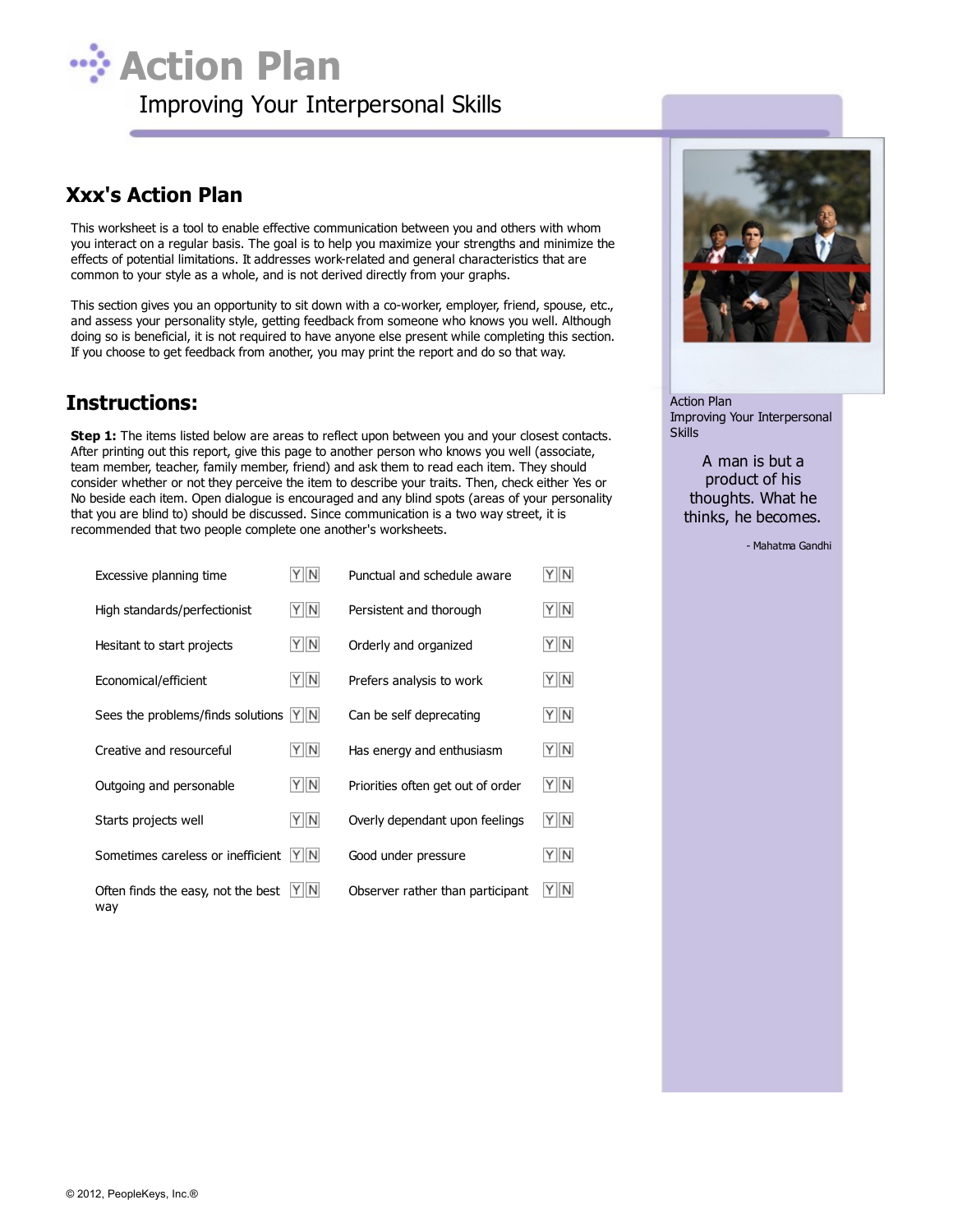# Action Plan

Improving Your Interpersonal Skills

## Xxx's Action Plan

This worksheet is a tool to enable effective communication between you and others with whom you interact on a regular basis. The goal is to help you maximize your strengths and minimize the effects of potential limitations. It addresses work-related and general characteristics that are common to your style as a whole, and is not derived directly from your graphs.

This section gives you an opportunity to sit down with a co-worker, employer, friend, spouse, etc., and assess your personality style, getting feedback from someone who knows you well. Although doing so is beneficial, it is not required to have anyone else present while completing this section. If you choose to get feedback from another, you may print the report and do so that way.

## Instructions:

**Step 1:** The items listed below are areas to reflect upon between you and your closest contacts. After printing out this report, give this page to another person who knows you well (associate, team member, teacher, family member, friend) and ask them to read each item. They should consider whether or not they perceive the item to describe your traits. Then, check either Yes or No beside each item. Open dialogue is encouraged and any blind spots (areas of your personality that you are blind to) should be discussed. Since communication is a two way street, it is recommended that two people complete one another's worksheets.

| Item | Y/N | Item | Y/N |
|---|---|---|---|
| Excessive planning time | Y N | Punctual and schedule aware | Y N |
| High standards/perfectionist | Y N | Persistent and thorough | Y N |
| Hesitant to start projects | Y N | Orderly and organized | Y N |
| Economical/efficient | Y N | Prefers analysis to work | Y N |
| Sees the problems/finds solutions | Y N | Can be self deprecating | Y N |
| Creative and resourceful | Y N | Has energy and enthusiasm | Y N |
| Outgoing and personable | Y N | Priorities often get out of order | Y N |
| Starts projects well | Y N | Overly dependant upon feelings | Y N |
| Sometimes careless or inefficient | Y N | Good under pressure | Y N |
| Often finds the easy, not the best way | Y N | Observer rather than participant | Y N |

Action Plan
Improving Your Interpersonal Skills

A man is but a product of his thoughts. What he thinks, he becomes.

- Mahatma Gandhi

© 2012, PeopleKeys, Inc.®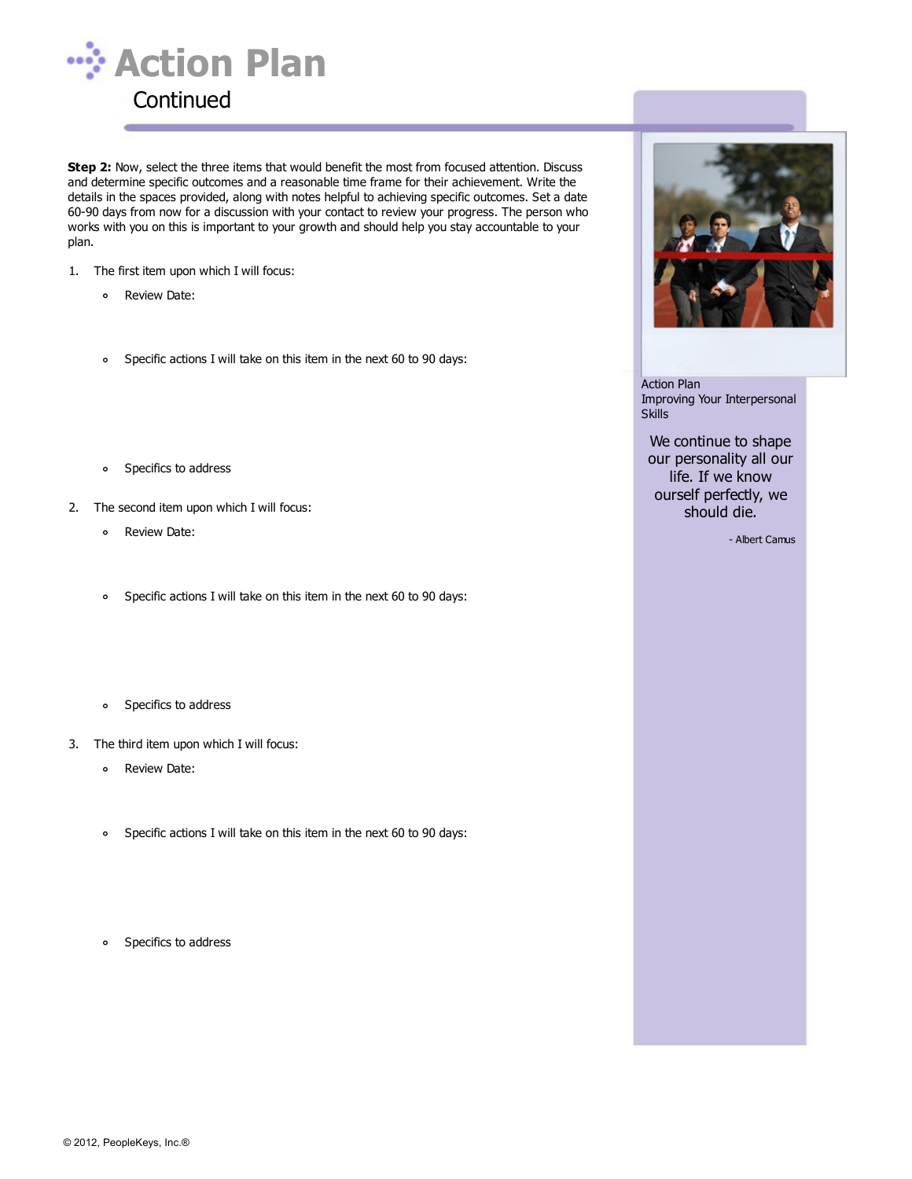# Action Plan

## Continued

**Step 2:** Now, select the three items that would benefit the most from focused attention. Discuss and determine specific outcomes and a reasonable time frame for their achievement. Write the details in the spaces provided, along with notes helpful to achieving specific outcomes. Set a date 60-90 days from now for a discussion with your contact to review your progress. The person who works with you on this is important to your growth and should help you stay accountable to your plan.

1. The first item upon which I will focus:
   - Review Date:
   - Specific actions I will take on this item in the next 60 to 90 days:
   - Specifics to address
2. The second item upon which I will focus:
   - Review Date:
   - Specific actions I will take on this item in the next 60 to 90 days:
   - Specifics to address
3. The third item upon which I will focus:
   - Review Date:
   - Specific actions I will take on this item in the next 60 to 90 days:
   - Specifics to address

Action Plan
Improving Your Interpersonal Skills

We continue to shape our personality all our life. If we know ourself perfectly, we should die.

- Albert Camus

© 2012, PeopleKeys, Inc.®